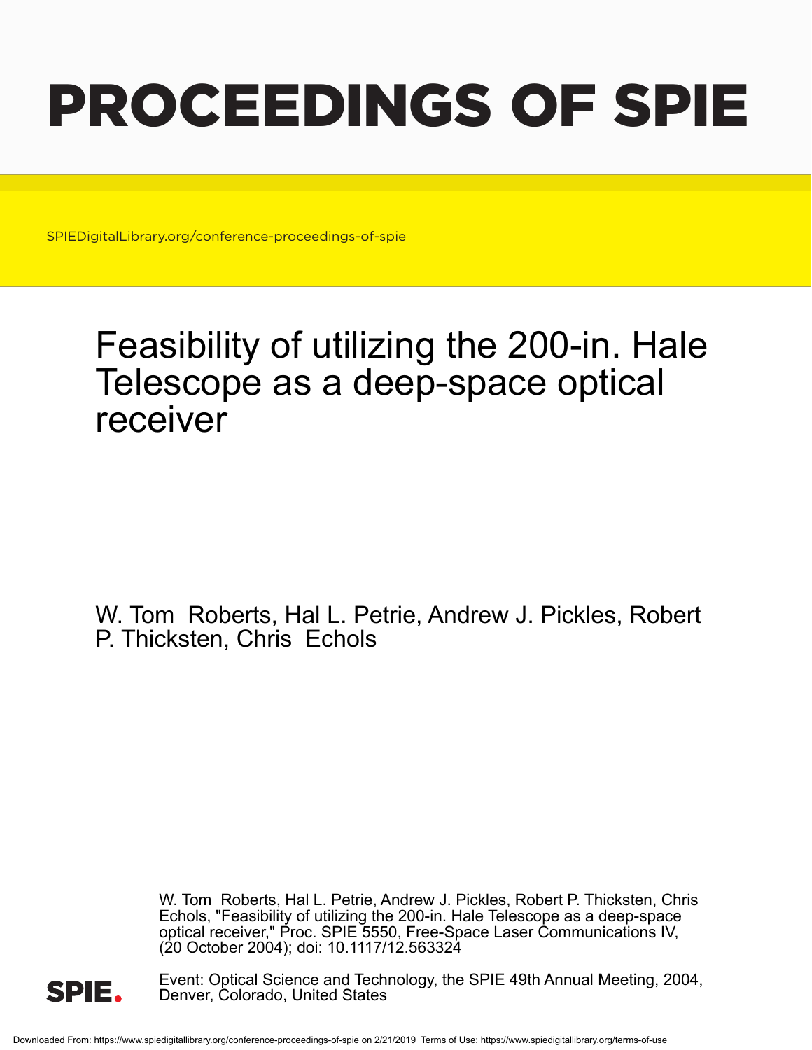# PROCEEDINGS OF SPIE

SPIEDigitalLibrary.org/conference-proceedings-of-spie

# Feasibility of utilizing the 200-in. Hale Telescope as a deep-space optical receiver

W. Tom Roberts, Hal L. Petrie, Andrew J. Pickles, Robert P. Thicksten, Chris Echols

W. Tom Roberts, Hal L. Petrie, Andrew J. Pickles, Robert P. Thicksten, Chris Echols, "Feasibility of utilizing the 200-in. Hale Telescope as a deep-space optical receiver," Proc. SPIE 5550, Free-Space Laser Communications IV, (20 October 2004); doi: 10.1117/12.563324

Event: Optical Science and Technology, the SPIE 49th Annual Meeting, 2004, Denver, Colorado, United States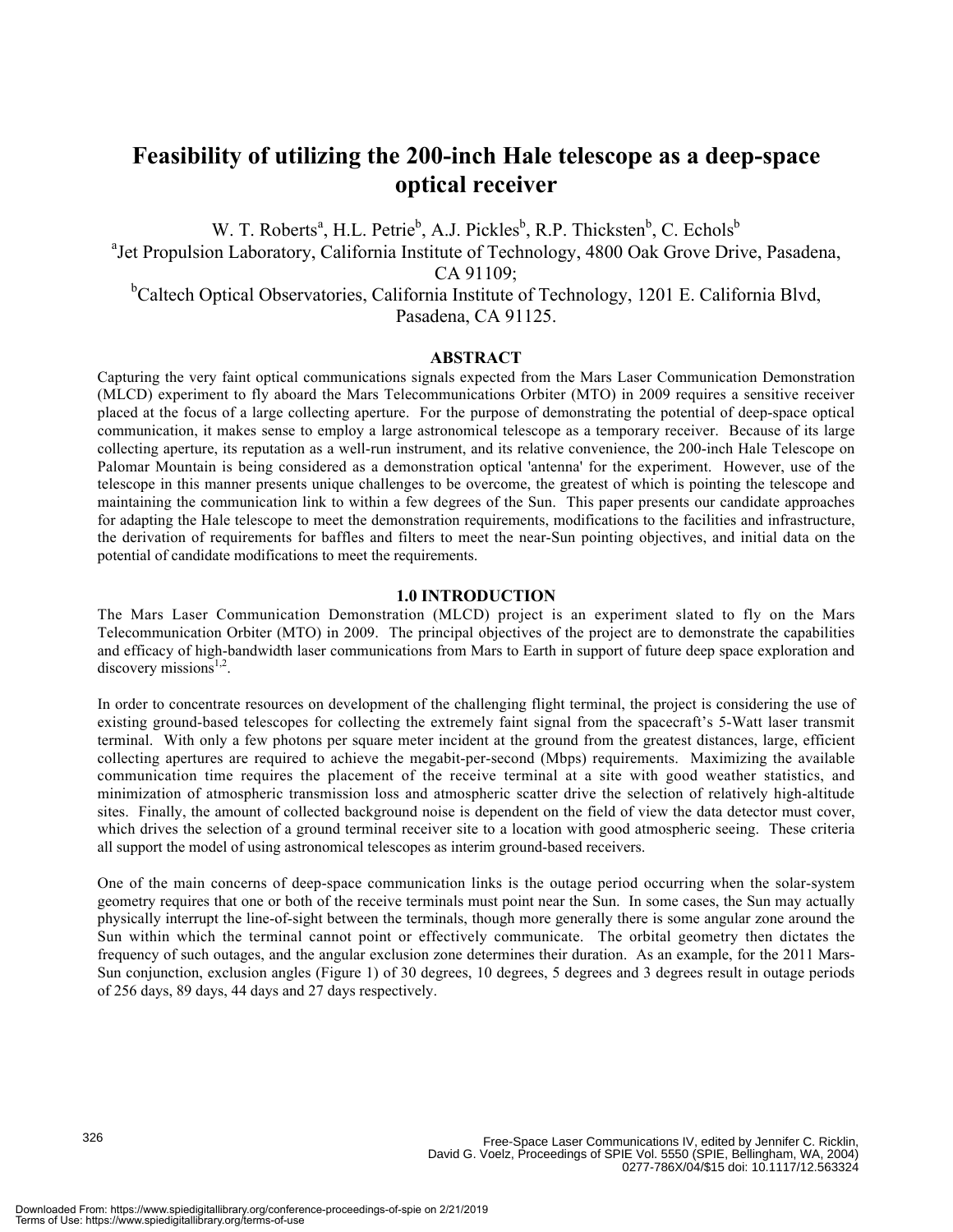# Feasibility of utilizing the 200-inch Hale telescope as a deep-space optical receiver

W. T. Roberts[a], H.L. Petrie[b], A.J. Pickles[b], R.P. Thicksten[b], C. Echols[b]

[a]Jet Propulsion Laboratory, California Institute of Technology, 4800 Oak Grove Drive, Pasadena, CA 91109;

[b]Caltech Optical Observatories, California Institute of Technology, 1201 E. California Blvd, Pasadena, CA 91125.

## ABSTRACT

Capturing the very faint optical communications signals expected from the Mars Laser Communication Demonstration (MLCD) experiment to fly aboard the Mars Telecommunications Orbiter (MTO) in 2009 requires a sensitive receiver placed at the focus of a large collecting aperture. For the purpose of demonstrating the potential of deep-space optical communication, it makes sense to employ a large astronomical telescope as a temporary receiver. Because of its large collecting aperture, its reputation as a well-run instrument, and its relative convenience, the 200-inch Hale Telescope on Palomar Mountain is being considered as a demonstration optical 'antenna' for the experiment. However, use of the telescope in this manner presents unique challenges to be overcome, the greatest of which is pointing the telescope and maintaining the communication link to within a few degrees of the Sun. This paper presents our candidate approaches for adapting the Hale telescope to meet the demonstration requirements, modifications to the facilities and infrastructure, the derivation of requirements for baffles and filters to meet the near-Sun pointing objectives, and initial data on the potential of candidate modifications to meet the requirements.

## 1.0 INTRODUCTION

The Mars Laser Communication Demonstration (MLCD) project is an experiment slated to fly on the Mars Telecommunication Orbiter (MTO) in 2009. The principal objectives of the project are to demonstrate the capabilities and efficacy of high-bandwidth laser communications from Mars to Earth in support of future deep space exploration and discovery missions[1,2].

In order to concentrate resources on development of the challenging flight terminal, the project is considering the use of existing ground-based telescopes for collecting the extremely faint signal from the spacecraft's 5-Watt laser transmit terminal. With only a few photons per square meter incident at the ground from the greatest distances, large, efficient collecting apertures are required to achieve the megabit-per-second (Mbps) requirements. Maximizing the available communication time requires the placement of the receive terminal at a site with good weather statistics, and minimization of atmospheric transmission loss and atmospheric scatter drive the selection of relatively high-altitude sites. Finally, the amount of collected background noise is dependent on the field of view the data detector must cover, which drives the selection of a ground terminal receiver site to a location with good atmospheric seeing. These criteria all support the model of using astronomical telescopes as interim ground-based receivers.

One of the main concerns of deep-space communication links is the outage period occurring when the solar-system geometry requires that one or both of the receive terminals must point near the Sun. In some cases, the Sun may actually physically interrupt the line-of-sight between the terminals, though more generally there is some angular zone around the Sun within which the terminal cannot point or effectively communicate. The orbital geometry then dictates the frequency of such outages, and the angular exclusion zone determines their duration. As an example, for the 2011 Mars-Sun conjunction, exclusion angles (Figure 1) of 30 degrees, 10 degrees, 5 degrees and 3 degrees result in outage periods of 256 days, 89 days, 44 days and 27 days respectively.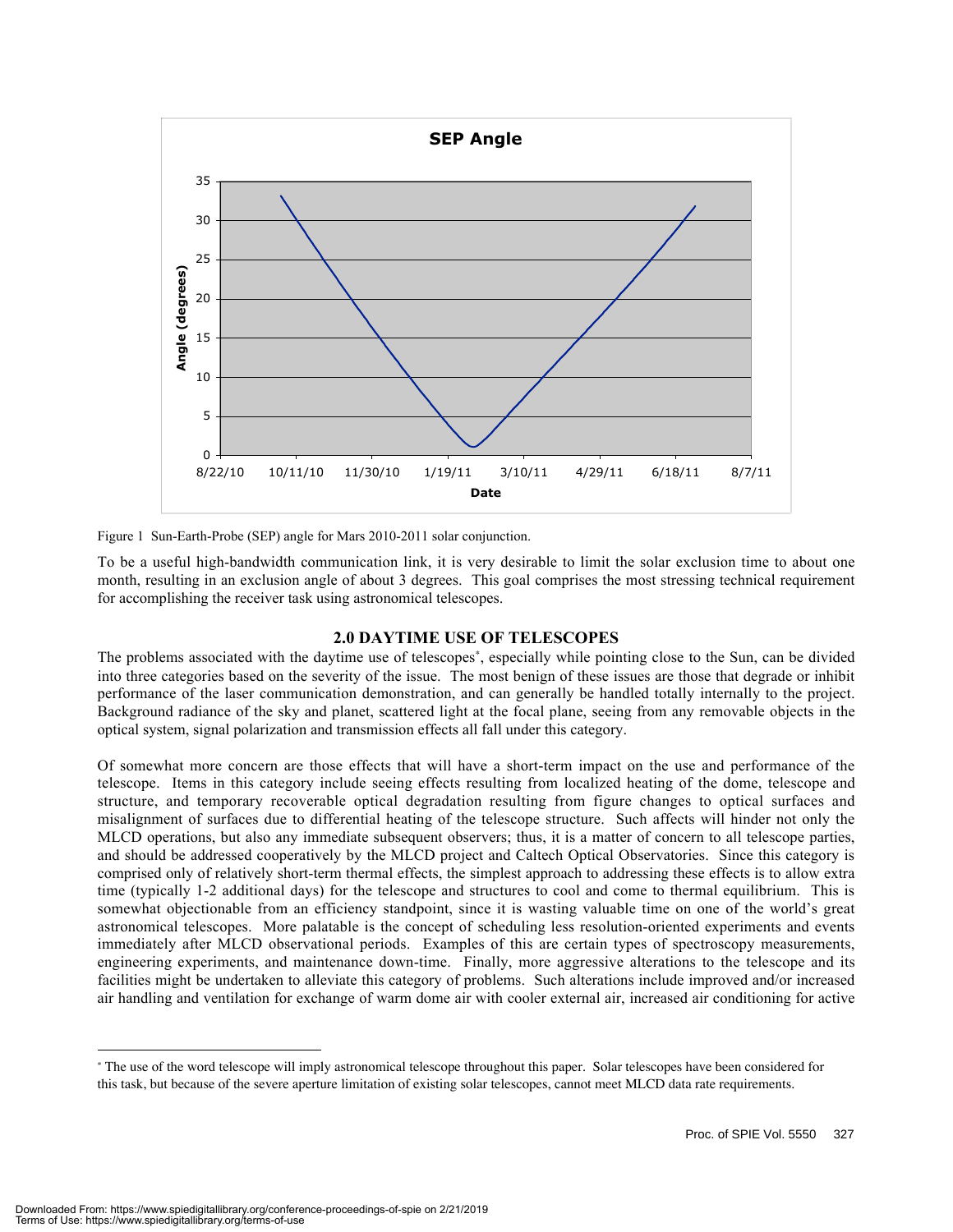SEP Angle

Angle (degrees)

35
30
25
20
15
10
5
0

8/22/10 10/11/10 11/30/10 1/19/11 3/10/11 4/29/11 6/18/11 8/7/11

Date

Figure 1 Sun-Earth-Probe (SEP) angle for Mars 2010-2011 solar conjunction.

To be a useful high-bandwidth communication link, it is very desirable to limit the solar exclusion time to about one month, resulting in an exclusion angle of about 3 degrees. This goal comprises the most stressing technical requirement for accomplishing the receiver task using astronomical telescopes.

## 2.0 DAYTIME USE OF TELESCOPES

The problems associated with the daytime use of telescopes*, especially while pointing close to the Sun, can be divided into three categories based on the severity of the issue. The most benign of these issues are those that degrade or inhibit performance of the laser communication demonstration, and can generally be handled totally internally to the project. Background radiance of the sky and planet, scattered light at the focal plane, seeing from any removable objects in the optical system, signal polarization and transmission effects all fall under this category.

Of somewhat more concern are those effects that will have a short-term impact on the use and performance of the telescope. Items in this category include seeing effects resulting from localized heating of the dome, telescope and structure, and temporary recoverable optical degradation resulting from figure changes to optical surfaces and misalignment of surfaces due to differential heating of the telescope structure. Such affects will hinder not only the MLCD operations, but also any immediate subsequent observers; thus, it is a matter of concern to all telescope parties, and should be addressed cooperatively by the MLCD project and Caltech Optical Observatories. Since this category is comprised only of relatively short-term thermal effects, the simplest approach to addressing these effects is to allow extra time (typically 1-2 additional days) for the telescope and structures to cool and come to thermal equilibrium. This is somewhat objectionable from an efficiency standpoint, since it is wasting valuable time on one of the world's great astronomical telescopes. More palatable is the concept of scheduling less resolution-oriented experiments and events immediately after MLCD observational periods. Examples of this are certain types of spectroscopy measurements, engineering experiments, and maintenance down-time. Finally, more aggressive alterations to the telescope and its facilities might be undertaken to alleviate this category of problems. Such alterations include improved and/or increased air handling and ventilation for exchange of warm dome air with cooler external air, increased air conditioning for active

---

* The use of the word telescope will imply astronomical telescope throughout this paper. Solar telescopes have been considered for this task, but because of the severe aperture limitation of existing solar telescopes, cannot meet MLCD data rate requirements.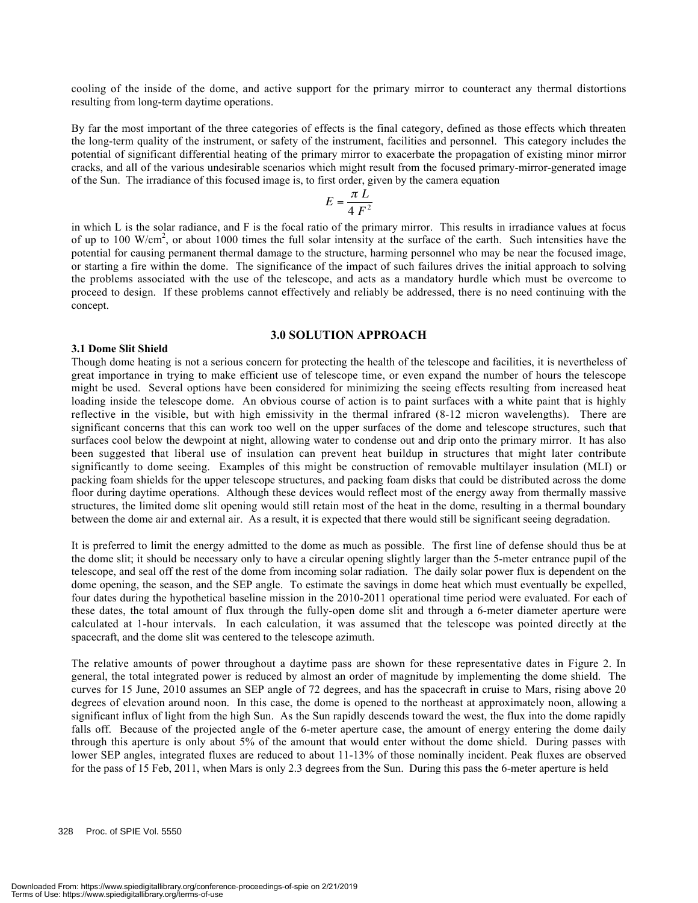cooling of the inside of the dome, and active support for the primary mirror to counteract any thermal distortions resulting from long-term daytime operations.

By far the most important of the three categories of effects is the final category, defined as those effects which threaten the long-term quality of the instrument, or safety of the instrument, facilities and personnel. This category includes the potential of significant differential heating of the primary mirror to exacerbate the propagation of existing minor mirror cracks, and all of the various undesirable scenarios which might result from the focused primary-mirror-generated image of the Sun. The irradiance of this focused image is, to first order, given by the camera equation

$$E = \frac{\pi L}{4 F^2}$$

in which L is the solar radiance, and F is the focal ratio of the primary mirror. This results in irradiance values at focus of up to 100 W/cm$^2$, or about 1000 times the full solar intensity at the surface of the earth. Such intensities have the potential for causing permanent thermal damage to the structure, harming personnel who may be near the focused image, or starting a fire within the dome. The significance of the impact of such failures drives the initial approach to solving the problems associated with the use of the telescope, and acts as a mandatory hurdle which must be overcome to proceed to design. If these problems cannot effectively and reliably be addressed, there is no need continuing with the concept.

## 3.0 SOLUTION APPROACH

### 3.1 Dome Slit Shield

Though dome heating is not a serious concern for protecting the health of the telescope and facilities, it is nevertheless of great importance in trying to make efficient use of telescope time, or even expand the number of hours the telescope might be used. Several options have been considered for minimizing the seeing effects resulting from increased heat loading inside the telescope dome. An obvious course of action is to paint surfaces with a white paint that is highly reflective in the visible, but with high emissivity in the thermal infrared (8-12 micron wavelengths). There are significant concerns that this can work too well on the upper surfaces of the dome and telescope structures, such that surfaces cool below the dewpoint at night, allowing water to condense out and drip onto the primary mirror. It has also been suggested that liberal use of insulation can prevent heat buildup in structures that might later contribute significantly to dome seeing. Examples of this might be construction of removable multilayer insulation (MLI) or packing foam shields for the upper telescope structures, and packing foam disks that could be distributed across the dome floor during daytime operations. Although these devices would reflect most of the energy away from thermally massive structures, the limited dome slit opening would still retain most of the heat in the dome, resulting in a thermal boundary between the dome air and external air. As a result, it is expected that there would still be significant seeing degradation.

It is preferred to limit the energy admitted to the dome as much as possible. The first line of defense should thus be at the dome slit; it should be necessary only to have a circular opening slightly larger than the 5-meter entrance pupil of the telescope, and seal off the rest of the dome from incoming solar radiation. The daily solar power flux is dependent on the dome opening, the season, and the SEP angle. To estimate the savings in dome heat which must eventually be expelled, four dates during the hypothetical baseline mission in the 2010-2011 operational time period were evaluated. For each of these dates, the total amount of flux through the fully-open dome slit and through a 6-meter diameter aperture were calculated at 1-hour intervals. In each calculation, it was assumed that the telescope was pointed directly at the spacecraft, and the dome slit was centered to the telescope azimuth.

The relative amounts of power throughout a daytime pass are shown for these representative dates in Figure 2. In general, the total integrated power is reduced by almost an order of magnitude by implementing the dome shield. The curves for 15 June, 2010 assumes an SEP angle of 72 degrees, and has the spacecraft in cruise to Mars, rising above 20 degrees of elevation around noon. In this case, the dome is opened to the northeast at approximately noon, allowing a significant influx of light from the high Sun. As the Sun rapidly descends toward the west, the flux into the dome rapidly falls off. Because of the projected angle of the 6-meter aperture case, the amount of energy entering the dome daily through this aperture is only about 5% of the amount that would enter without the dome shield. During passes with lower SEP angles, integrated fluxes are reduced to about 11-13% of those nominally incident. Peak fluxes are observed for the pass of 15 Feb, 2011, when Mars is only 2.3 degrees from the Sun. During this pass the 6-meter aperture is held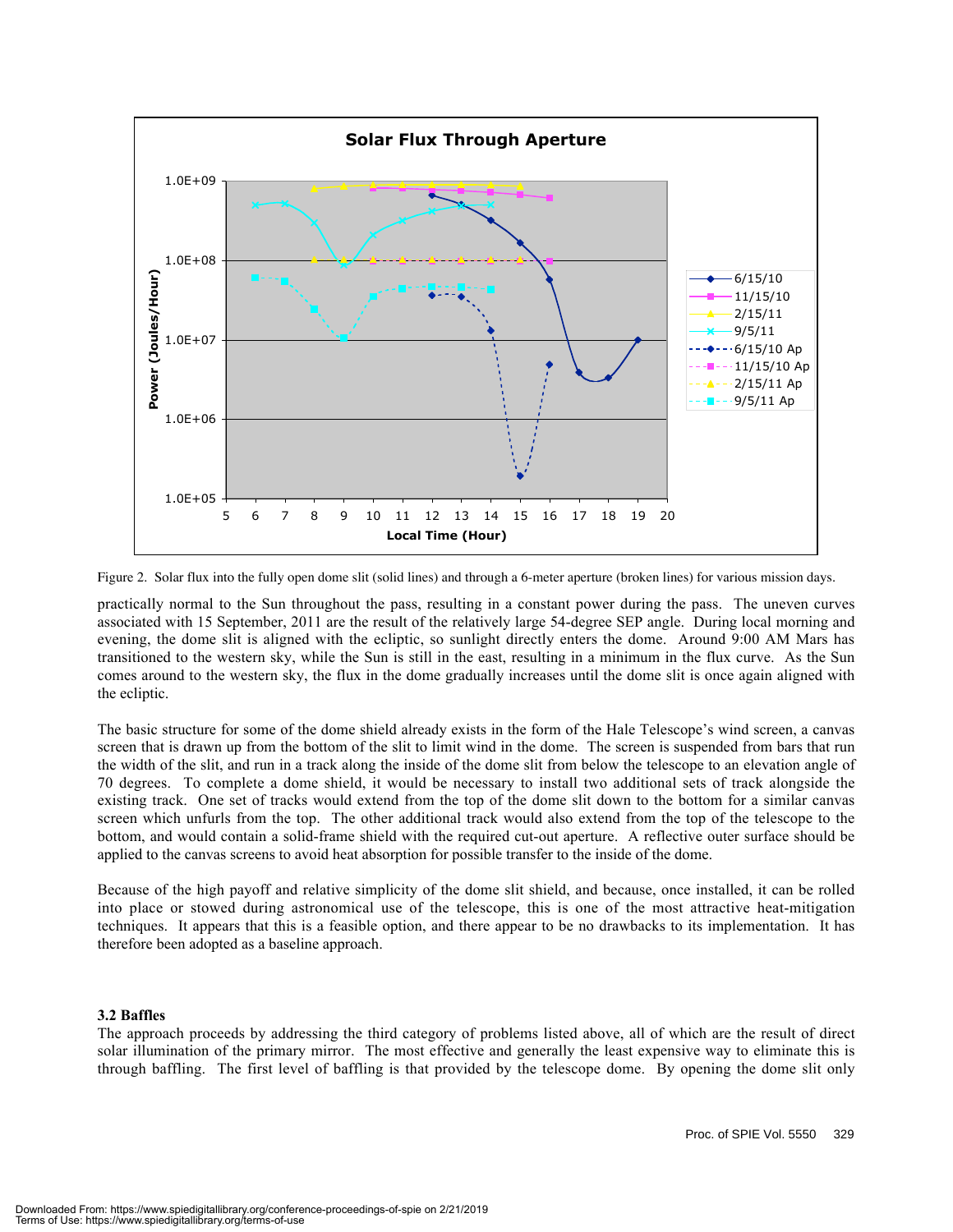Figure 2. Solar flux into the fully open dome slit (solid lines) and through a 6-meter aperture (broken lines) for various mission days.

practically normal to the Sun throughout the pass, resulting in a constant power during the pass. The uneven curves associated with 15 September, 2011 are the result of the relatively large 54-degree SEP angle. During local morning and evening, the dome slit is aligned with the ecliptic, so sunlight directly enters the dome. Around 9:00 AM Mars has transitioned to the western sky, while the Sun is still in the east, resulting in a minimum in the flux curve. As the Sun comes around to the western sky, the flux in the dome gradually increases until the dome slit is once again aligned with the ecliptic.

The basic structure for some of the dome shield already exists in the form of the Hale Telescope's wind screen, a canvas screen that is drawn up from the bottom of the slit to limit wind in the dome. The screen is suspended from bars that run the width of the slit, and run in a track along the inside of the dome slit from below the telescope to an elevation angle of 70 degrees. To complete a dome shield, it would be necessary to install two additional sets of track alongside the existing track. One set of tracks would extend from the top of the dome slit down to the bottom for a similar canvas screen which unfurls from the top. The other additional track would also extend from the top of the telescope to the bottom, and would contain a solid-frame shield with the required cut-out aperture. A reflective outer surface should be applied to the canvas screens to avoid heat absorption for possible transfer to the inside of the dome.

Because of the high payoff and relative simplicity of the dome slit shield, and because, once installed, it can be rolled into place or stowed during astronomical use of the telescope, this is one of the most attractive heat-mitigation techniques. It appears that this is a feasible option, and there appear to be no drawbacks to its implementation. It has therefore been adopted as a baseline approach.

### 3.2 Baffles

The approach proceeds by addressing the third category of problems listed above, all of which are the result of direct solar illumination of the primary mirror. The most effective and generally the least expensive way to eliminate this is through baffling. The first level of baffling is that provided by the telescope dome. By opening the dome slit only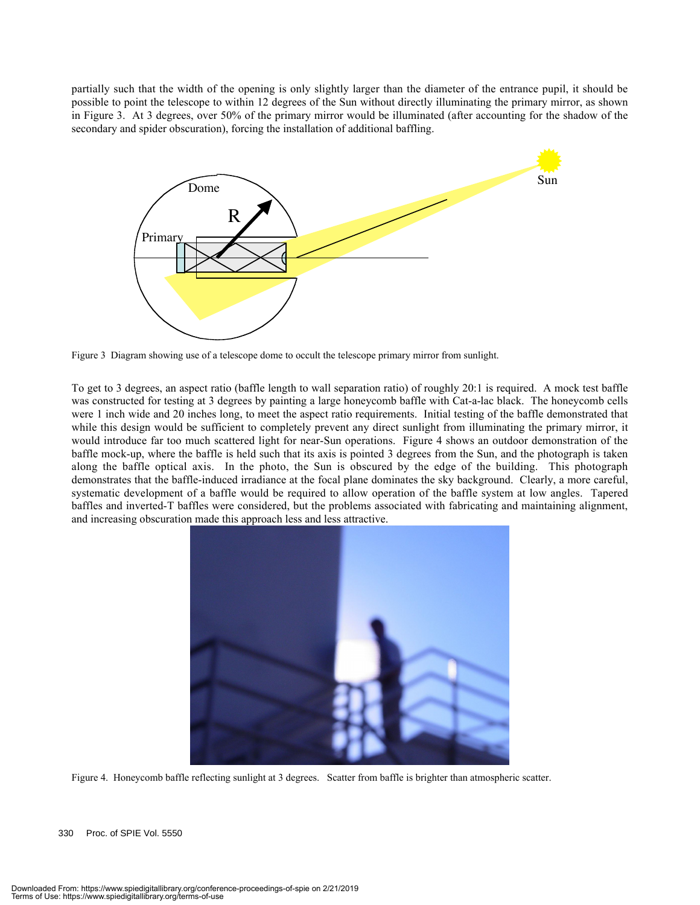partially such that the width of the opening is only slightly larger than the diameter of the entrance pupil, it should be possible to point the telescope to within 12 degrees of the Sun without directly illuminating the primary mirror, as shown in Figure 3. At 3 degrees, over 50% of the primary mirror would be illuminated (after accounting for the shadow of the secondary and spider obscuration), forcing the installation of additional baffling.

Figure 3 Diagram showing use of a telescope dome to occult the telescope primary mirror from sunlight.

To get to 3 degrees, an aspect ratio (baffle length to wall separation ratio) of roughly 20:1 is required. A mock test baffle was constructed for testing at 3 degrees by painting a large honeycomb baffle with Cat-a-lac black. The honeycomb cells were 1 inch wide and 20 inches long, to meet the aspect ratio requirements. Initial testing of the baffle demonstrated that while this design would be sufficient to completely prevent any direct sunlight from illuminating the primary mirror, it would introduce far too much scattered light for near-Sun operations. Figure 4 shows an outdoor demonstration of the baffle mock-up, where the baffle is held such that its axis is pointed 3 degrees from the Sun, and the photograph is taken along the baffle optical axis. In the photo, the Sun is obscured by the edge of the building. This photograph demonstrates that the baffle-induced irradiance at the focal plane dominates the sky background. Clearly, a more careful, systematic development of a baffle would be required to allow operation of the baffle system at low angles. Tapered baffles and inverted-T baffles were considered, but the problems associated with fabricating and maintaining alignment, and increasing obscuration made this approach less and less attractive.

Figure 4. Honeycomb baffle reflecting sunlight at 3 degrees. Scatter from baffle is brighter than atmospheric scatter.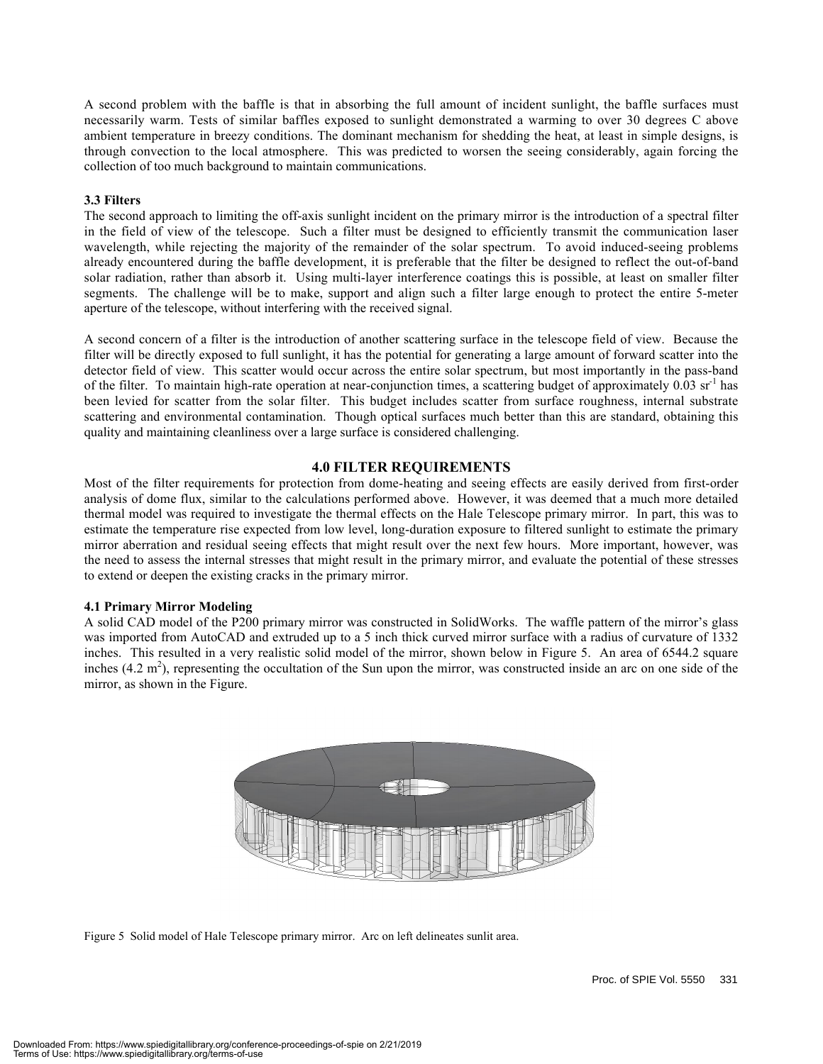A second problem with the baffle is that in absorbing the full amount of incident sunlight, the baffle surfaces must necessarily warm. Tests of similar baffles exposed to sunlight demonstrated a warming to over 30 degrees C above ambient temperature in breezy conditions. The dominant mechanism for shedding the heat, at least in simple designs, is through convection to the local atmosphere. This was predicted to worsen the seeing considerably, again forcing the collection of too much background to maintain communications.

### 3.3 Filters

The second approach to limiting the off-axis sunlight incident on the primary mirror is the introduction of a spectral filter in the field of view of the telescope. Such a filter must be designed to efficiently transmit the communication laser wavelength, while rejecting the majority of the remainder of the solar spectrum. To avoid induced-seeing problems already encountered during the baffle development, it is preferable that the filter be designed to reflect the out-of-band solar radiation, rather than absorb it. Using multi-layer interference coatings this is possible, at least on smaller filter segments. The challenge will be to make, support and align such a filter large enough to protect the entire 5-meter aperture of the telescope, without interfering with the received signal.

A second concern of a filter is the introduction of another scattering surface in the telescope field of view. Because the filter will be directly exposed to full sunlight, it has the potential for generating a large amount of forward scatter into the detector field of view. This scatter would occur across the entire solar spectrum, but most importantly in the pass-band of the filter. To maintain high-rate operation at near-conjunction times, a scattering budget of approximately 0.03 $sr^{-1}$ has been levied for scatter from the solar filter. This budget includes scatter from surface roughness, internal substrate scattering and environmental contamination. Though optical surfaces much better than this are standard, obtaining this quality and maintaining cleanliness over a large surface is considered challenging.

## 4.0 FILTER REQUIREMENTS

Most of the filter requirements for protection from dome-heating and seeing effects are easily derived from first-order analysis of dome flux, similar to the calculations performed above. However, it was deemed that a much more detailed thermal model was required to investigate the thermal effects on the Hale Telescope primary mirror. In part, this was to estimate the temperature rise expected from low level, long-duration exposure to filtered sunlight to estimate the primary mirror aberration and residual seeing effects that might result over the next few hours. More important, however, was the need to assess the internal stresses that might result in the primary mirror, and evaluate the potential of these stresses to extend or deepen the existing cracks in the primary mirror.

### 4.1 Primary Mirror Modeling

A solid CAD model of the P200 primary mirror was constructed in SolidWorks. The waffle pattern of the mirror's glass was imported from AutoCAD and extruded up to a 5 inch thick curved mirror surface with a radius of curvature of 1332 inches. This resulted in a very realistic solid model of the mirror, shown below in Figure 5. An area of 6544.2 square inches (4.2 $m^2$), representing the occultation of the Sun upon the mirror, was constructed inside an arc on one side of the mirror, as shown in the Figure.

Figure 5 Solid model of Hale Telescope primary mirror. Arc on left delineates sunlit area.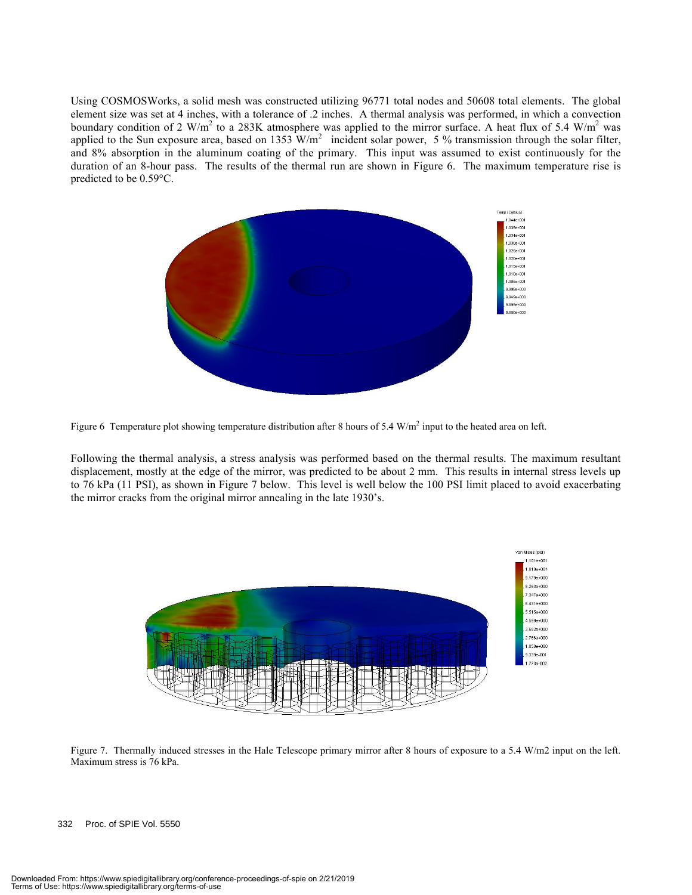Using COSMOSWorks, a solid mesh was constructed utilizing 96771 total nodes and 50608 total elements. The global element size was set at 4 inches, with a tolerance of .2 inches. A thermal analysis was performed, in which a convection boundary condition of 2 $W/m^2$ to a 283K atmosphere was applied to the mirror surface. A heat flux of 5.4 $W/m^2$ was applied to the Sun exposure area, based on 1353 $W/m^2$ incident solar power, 5 % transmission through the solar filter, and 8% absorption in the aluminum coating of the primary. This input was assumed to exist continuously for the duration of an 8-hour pass. The results of the thermal run are shown in Figure 6. The maximum temperature rise is predicted to be 0.59°C.

Figure 6 Temperature plot showing temperature distribution after 8 hours of 5.4 $W/m^2$ input to the heated area on left.

Following the thermal analysis, a stress analysis was performed based on the thermal results. The maximum resultant displacement, mostly at the edge of the mirror, was predicted to be about 2 mm. This results in internal stress levels up to 76 kPa (11 PSI), as shown in Figure 7 below. This level is well below the 100 PSI limit placed to avoid exacerbating the mirror cracks from the original mirror annealing in the late 1930's.

Figure 7. Thermally induced stresses in the Hale Telescope primary mirror after 8 hours of exposure to a 5.4 W/m2 input on the left. Maximum stress is 76 kPa.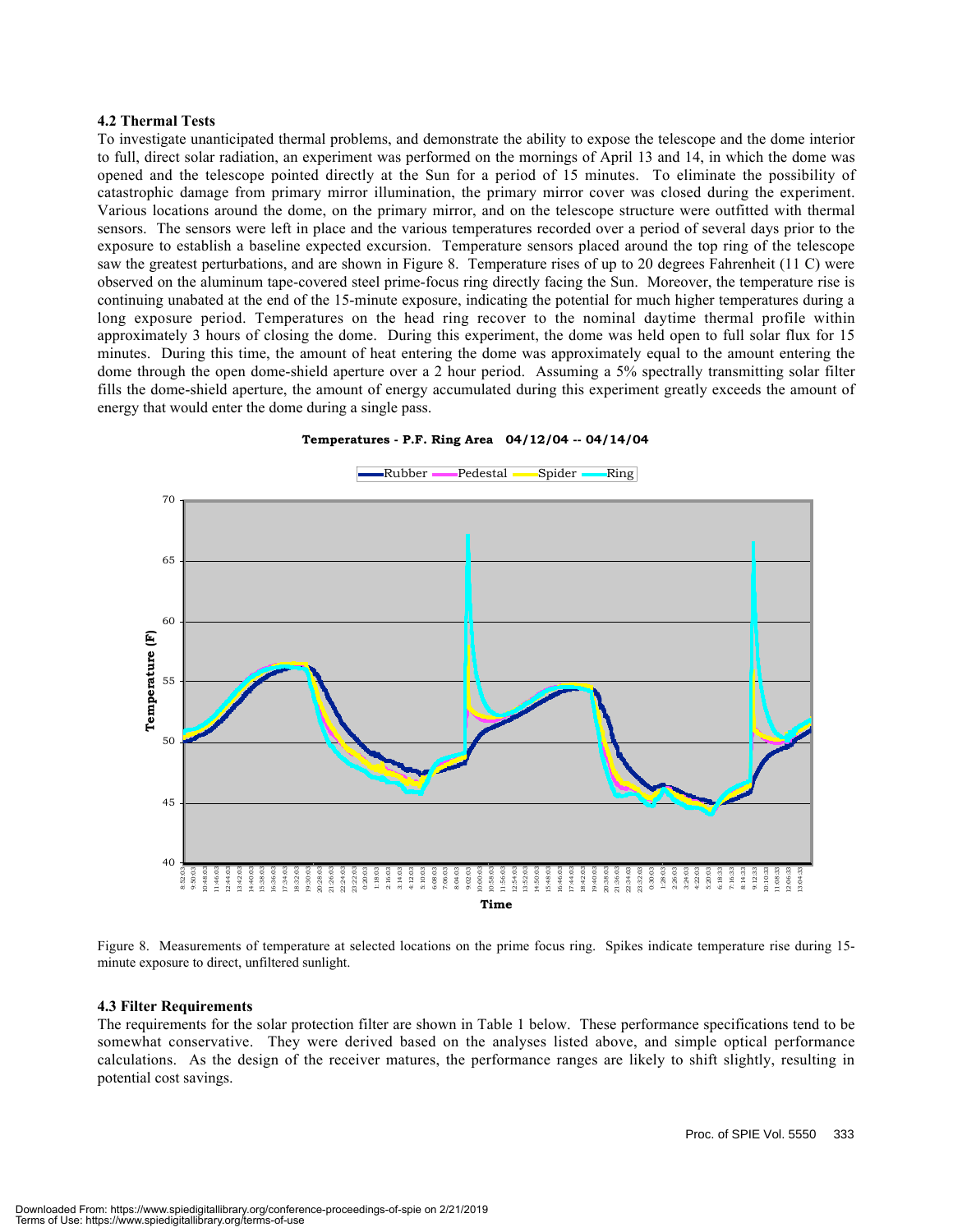### 4.2 Thermal Tests

To investigate unanticipated thermal problems, and demonstrate the ability to expose the telescope and the dome interior to full, direct solar radiation, an experiment was performed on the mornings of April 13 and 14, in which the dome was opened and the telescope pointed directly at the Sun for a period of 15 minutes. To eliminate the possibility of catastrophic damage from primary mirror illumination, the primary mirror cover was closed during the experiment. Various locations around the dome, on the primary mirror, and on the telescope structure were outfitted with thermal sensors. The sensors were left in place and the various temperatures recorded over a period of several days prior to the exposure to establish a baseline expected excursion. Temperature sensors placed around the top ring of the telescope saw the greatest perturbations, and are shown in Figure 8. Temperature rises of up to 20 degrees Fahrenheit (11 C) were observed on the aluminum tape-covered steel prime-focus ring directly facing the Sun. Moreover, the temperature rise is continuing unabated at the end of the 15-minute exposure, indicating the potential for much higher temperatures during a long exposure period. Temperatures on the head ring recover to the nominal daytime thermal profile within approximately 3 hours of closing the dome. During this experiment, the dome was held open to full solar flux for 15 minutes. During this time, the amount of heat entering the dome was approximately equal to the amount entering the dome through the open dome-shield aperture over a 2 hour period. Assuming a 5% spectrally transmitting solar filter fills the dome-shield aperture, the amount of energy accumulated during this experiment greatly exceeds the amount of energy that would enter the dome during a single pass.

Figure 8. Measurements of temperature at selected locations on the prime focus ring. Spikes indicate temperature rise during 15-minute exposure to direct, unfiltered sunlight.

### 4.3 Filter Requirements

The requirements for the solar protection filter are shown in Table 1 below. These performance specifications tend to be somewhat conservative. They were derived based on the analyses listed above, and simple optical performance calculations. As the design of the receiver matures, the performance ranges are likely to shift slightly, resulting in potential cost savings.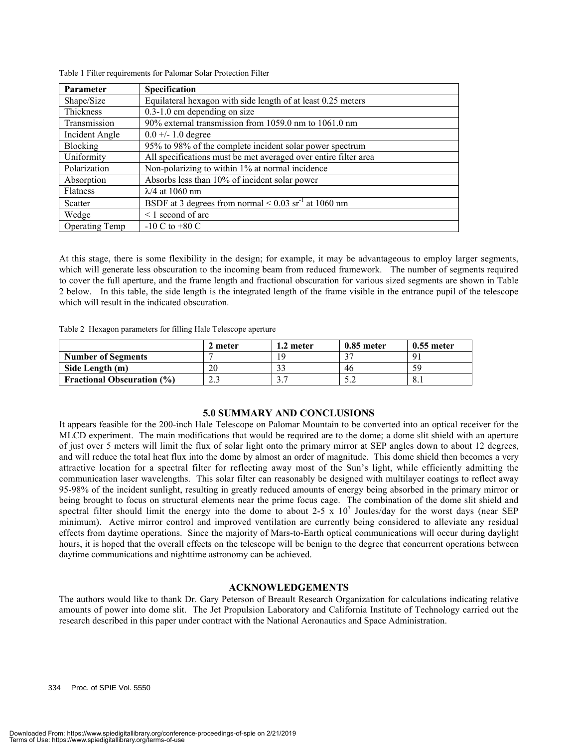Table 1 Filter requirements for Palomar Solar Protection Filter

| Parameter | Specification |
|---|---|
| Shape/Size | Equilateral hexagon with side length of at least 0.25 meters |
| Thickness | 0.3-1.0 cm depending on size |
| Transmission | 90% external transmission from 1059.0 nm to 1061.0 nm |
| Incident Angle | 0.0 +/- 1.0 degree |
| Blocking | 95% to 98% of the complete incident solar power spectrum |
| Uniformity | All specifications must be met averaged over entire filter area |
| Polarization | Non-polarizing to within 1% at normal incidence |
| Absorption | Absorbs less than 10% of incident solar power |
| Flatness | $\lambda/4$ at 1060 nm |
| Scatter | BSDF at 3 degrees from normal < 0.03 $sr^{-1}$ at 1060 nm |
| Wedge | < 1 second of arc |
| Operating Temp | -10 C to +80 C |

At this stage, there is some flexibility in the design; for example, it may be advantageous to employ larger segments, which will generate less obscuration to the incoming beam from reduced framework. The number of segments required to cover the full aperture, and the frame length and fractional obscuration for various sized segments are shown in Table 2 below. In this table, the side length is the integrated length of the frame visible in the entrance pupil of the telescope which will result in the indicated obscuration.

Table 2 Hexagon parameters for filling Hale Telescope aperture

| | 2 meter | 1.2 meter | 0.85 meter | 0.55 meter |
|---|---|---|---|---|
| **Number of Segments** | 7 | 19 | 37 | 91 |
| **Side Length (m)** | 20 | 33 | 46 | 59 |
| **Fractional Obscuration (%)** | 2.3 | 3.7 | 5.2 | 8.1 |

## 5.0 SUMMARY AND CONCLUSIONS

It appears feasible for the 200-inch Hale Telescope on Palomar Mountain to be converted into an optical receiver for the MLCD experiment. The main modifications that would be required are to the dome; a dome slit shield with an aperture of just over 5 meters will limit the flux of solar light onto the primary mirror at SEP angles down to about 12 degrees, and will reduce the total heat flux into the dome by almost an order of magnitude. This dome shield then becomes a very attractive location for a spectral filter for reflecting away most of the Sun's light, while efficiently admitting the communication laser wavelengths. This solar filter can reasonably be designed with multilayer coatings to reflect away 95-98% of the incident sunlight, resulting in greatly reduced amounts of energy being absorbed in the primary mirror or being brought to focus on structural elements near the prime focus cage. The combination of the dome slit shield and spectral filter should limit the energy into the dome to about 2-5 x $10^7$ Joules/day for the worst days (near SEP minimum). Active mirror control and improved ventilation are currently being considered to alleviate any residual effects from daytime operations. Since the majority of Mars-to-Earth optical communications will occur during daylight hours, it is hoped that the overall effects on the telescope will be benign to the degree that concurrent operations between daytime communications and nighttime astronomy can be achieved.

## ACKNOWLEDGEMENTS

The authors would like to thank Dr. Gary Peterson of Breault Research Organization for calculations indicating relative amounts of power into dome slit. The Jet Propulsion Laboratory and California Institute of Technology carried out the research described in this paper under contract with the National Aeronautics and Space Administration.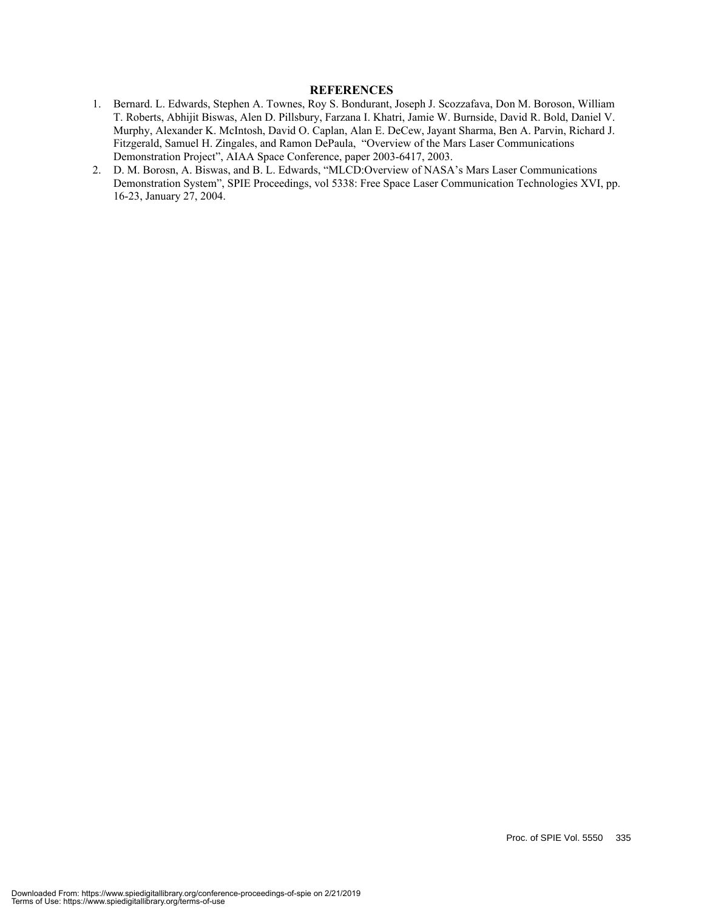## REFERENCES

1. Bernard. L. Edwards, Stephen A. Townes, Roy S. Bondurant, Joseph J. Scozzafava, Don M. Boroson, William T. Roberts, Abhijit Biswas, Alen D. Pillsbury, Farzana I. Khatri, Jamie W. Burnside, David R. Bold, Daniel V. Murphy, Alexander K. McIntosh, David O. Caplan, Alan E. DeCew, Jayant Sharma, Ben A. Parvin, Richard J. Fitzgerald, Samuel H. Zingales, and Ramon DePaula, "Overview of the Mars Laser Communications Demonstration Project", AIAA Space Conference, paper 2003-6417, 2003.
2. D. M. Borosn, A. Biswas, and B. L. Edwards, "MLCD:Overview of NASA's Mars Laser Communications Demonstration System", SPIE Proceedings, vol 5338: Free Space Laser Communication Technologies XVI, pp. 16-23, January 27, 2004.